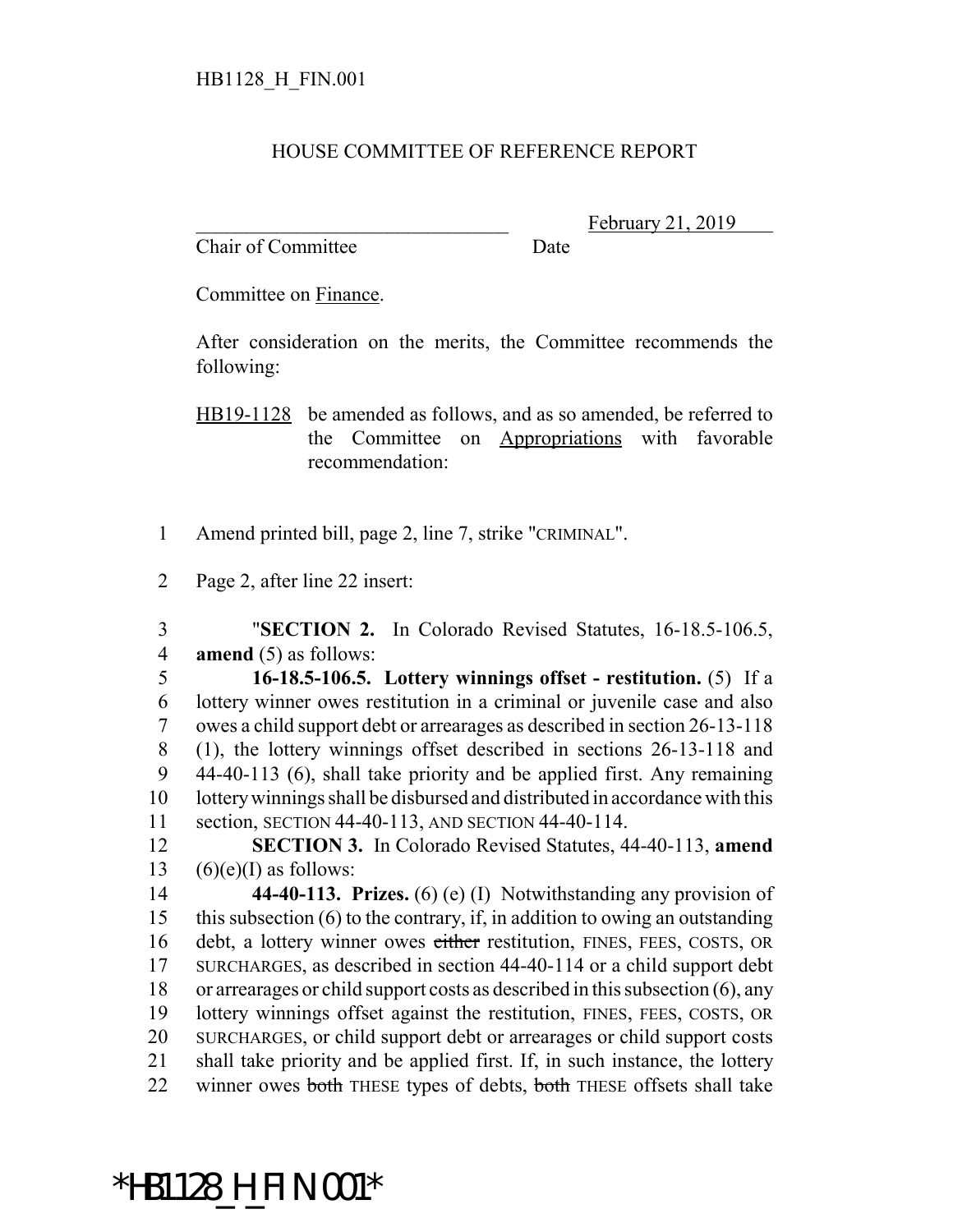HB1128_H_FIN.001

HOUSE COMMITTEE OF REFERENCE REPORT

_______________________________ February 21, 2019
Chair of Committee Date

Committee on Finance.

After consideration on the merits, the Committee recommends the following:

HB19-1128 be amended as follows, and as so amended, be referred to the Committee on Appropriations with favorable recommendation:

1 Amend printed bill, page 2, line 7, strike "CRIMINAL".

2 Page 2, after line 22 insert:

3 "**SECTION 2.** In Colorado Revised Statutes, 16-18.5-106.5,
4 **amend** (5) as follows:
5 **16-18.5-106.5. Lottery winnings offset - restitution.** (5) If a
6 lottery winner owes restitution in a criminal or juvenile case and also
7 owes a child support debt or arrearages as described in section 26-13-118
8 (1), the lottery winnings offset described in sections 26-13-118 and
9 44-40-113 (6), shall take priority and be applied first. Any remaining
10 lottery winnings shall be disbursed and distributed in accordance with this
11 section, SECTION 44-40-113, AND SECTION 44-40-114.
12 **SECTION 3.** In Colorado Revised Statutes, 44-40-113, **amend**
13 (6)(e)(I) as follows:
14 **44-40-113. Prizes.** (6) (e) (I) Notwithstanding any provision of
15 this subsection (6) to the contrary, if, in addition to owing an outstanding
16 debt, a lottery winner owes ~~either~~ restitution, FINES, FEES, COSTS, OR
17 SURCHARGES, as described in section 44-40-114 or a child support debt
18 or arrearages or child support costs as described in this subsection (6), any
19 lottery winnings offset against the restitution, FINES, FEES, COSTS, OR
20 SURCHARGES, or child support debt or arrearages or child support costs
21 shall take priority and be applied first. If, in such instance, the lottery
22 winner owes ~~both~~ THESE types of debts, ~~both~~ THESE offsets shall take

*HB1128_H_FIN.001*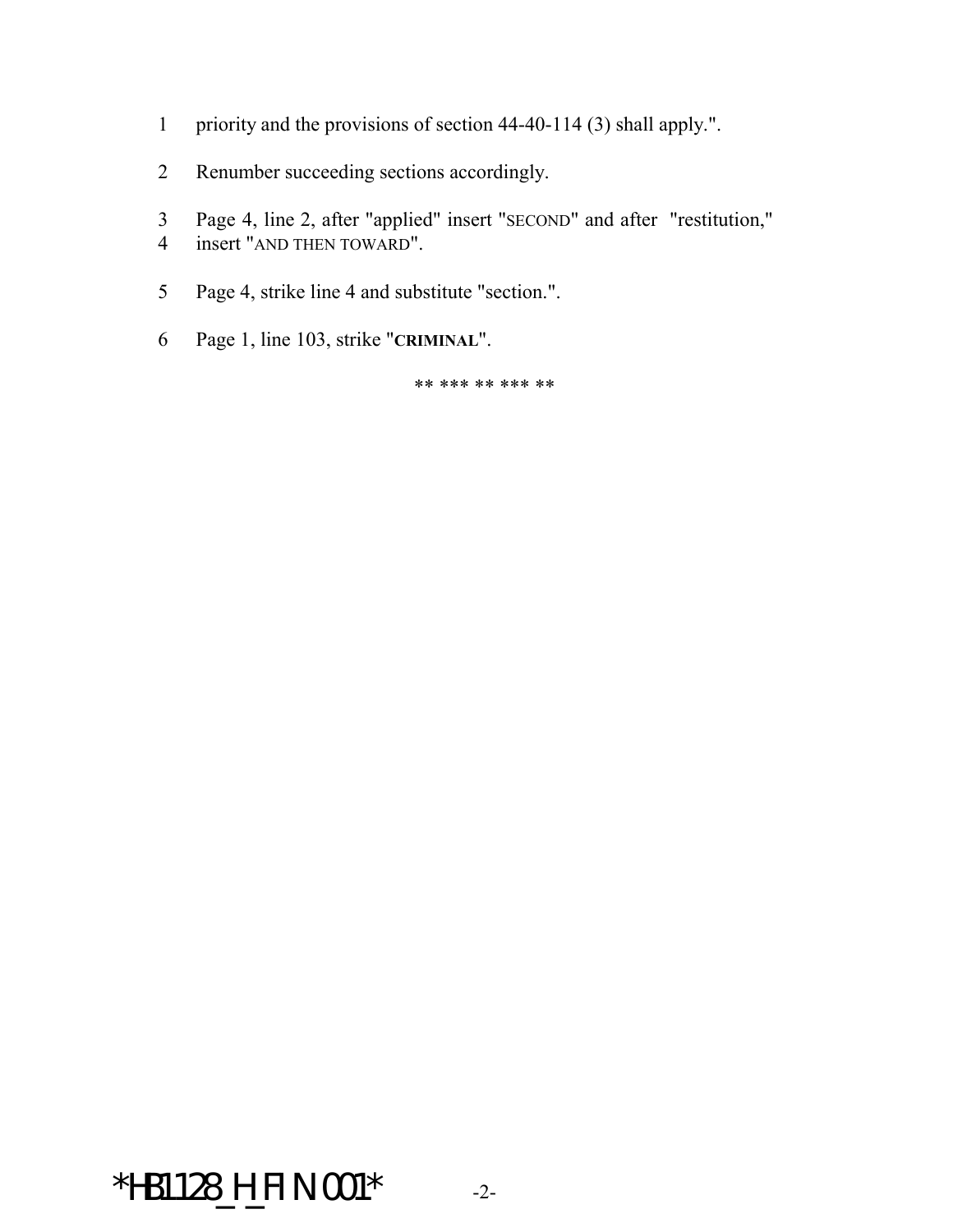1 priority and the provisions of section 44-40-114 (3) shall apply.".

2 Renumber succeeding sections accordingly.

3 Page 4, line 2, after "applied" insert "SECOND" and after "restitution,"
4 insert "AND THEN TOWARD".

5 Page 4, strike line 4 and substitute "section.".

6 Page 1, line 103, strike "**CRIMINAL**".

** *** ** *** **

*HB1128_H_FIN.001*